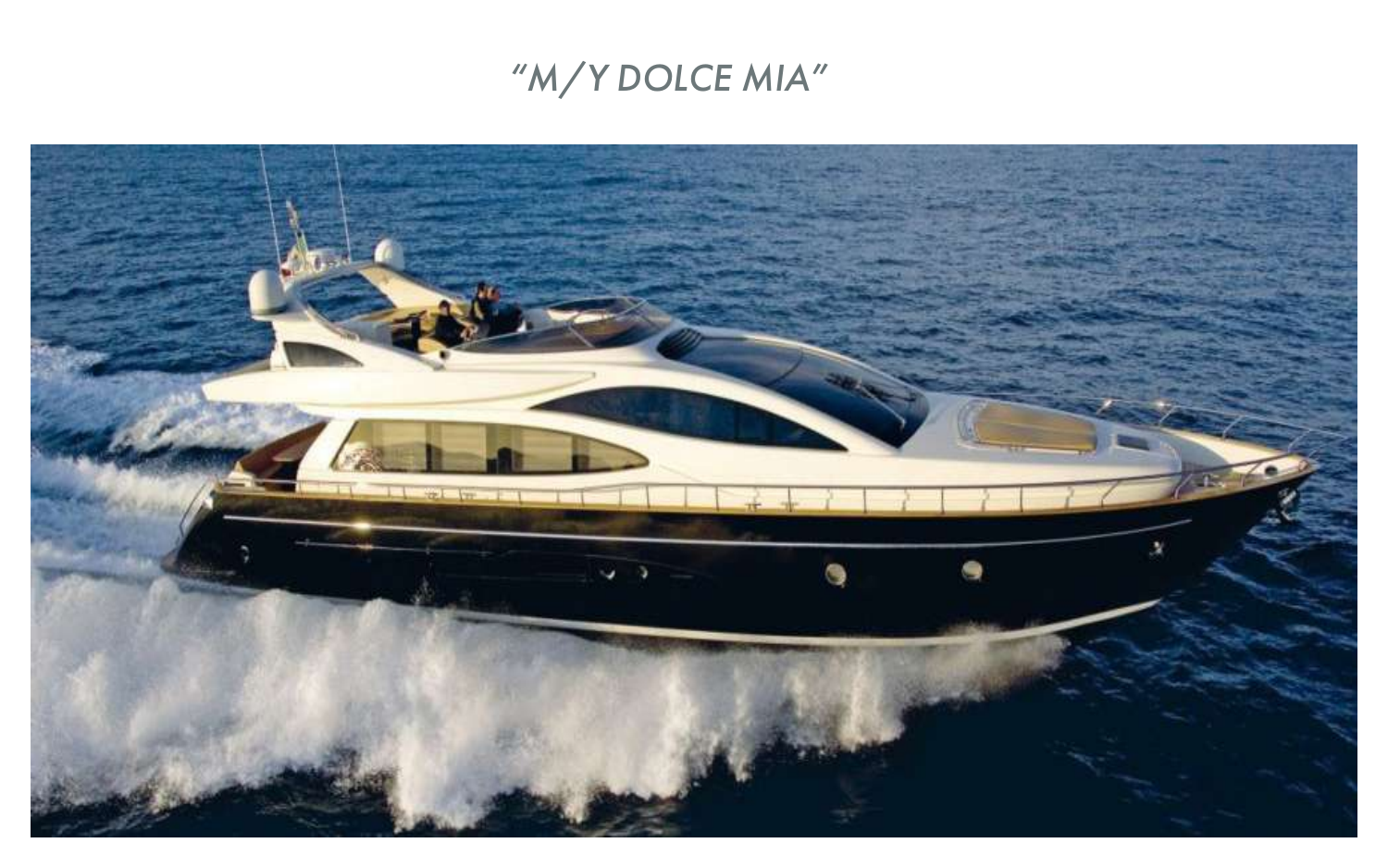# "M/Y DOLCE MIA"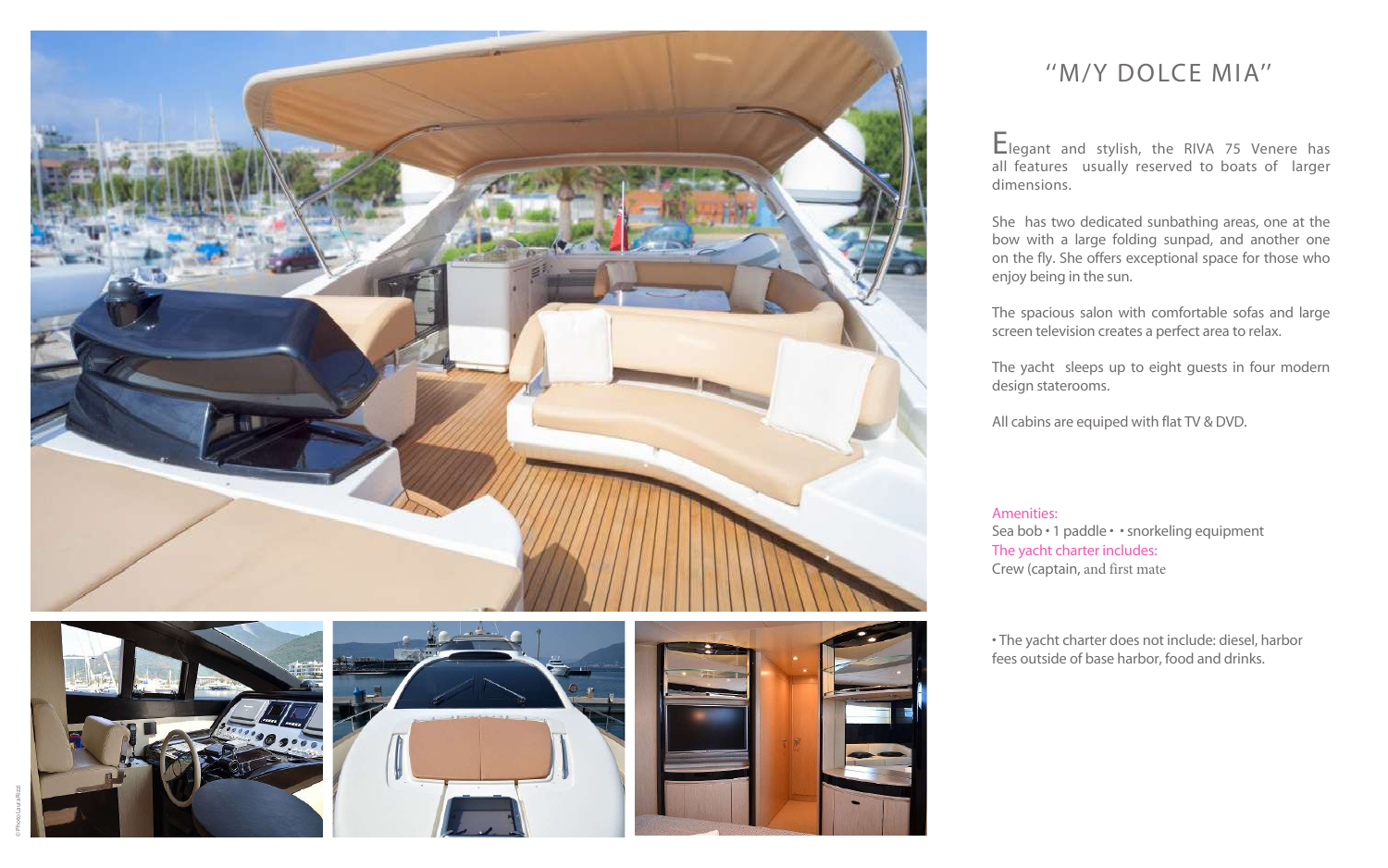# "M/Y DOLCE MIA"

Elegant and stylish, the RIVA 75 Venere has all features usually reserved to boats of larger dimensions.

She has two dedicated sunbathing areas, one at the bow with a large folding sunpad, and another one on the fly. She offers exceptional space for those who enjoy being in the sun.

The spacious salon with comfortable sofas and large screen television creates a perfect area to relax.

The yacht sleeps up to eight guests in four modern design staterooms.

All cabins are equiped with flat TV & DVD.

Amenities:
Sea bob • 1 paddle • • snorkeling equipment
The yacht charter includes:
Crew (captain, and first mate

• The yacht charter does not include: diesel, harbor fees outside of base harbor, food and drinks.

© Photo Laura Rizzi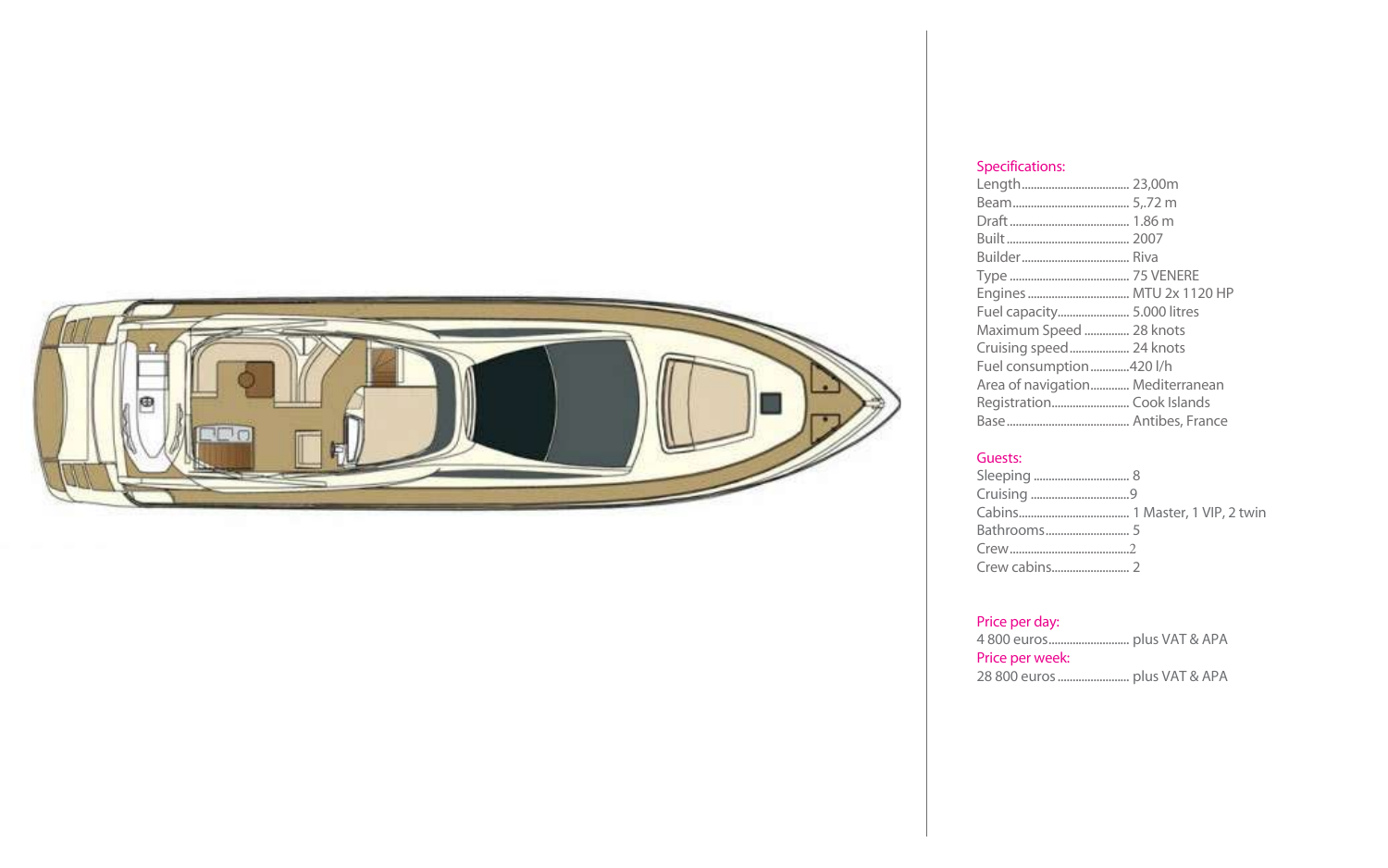Specifications:

| | |
|---|---|
| Length | 23,00m |
| Beam | 5,.72 m |
| Draft | 1.86 m |
| Built | 2007 |
| Builder | Riva |
| Type | 75 VENERE |
| Engines | MTU 2x 1120 HP |
| Fuel capacity | 5.000 litres |
| Maximum Speed | 28 knots |
| Cruising speed | 24 knots |
| Fuel consumption | 420 l/h |
| Area of navigation | Mediterranean |
| Registration | Cook Islands |
| Base | Antibes, France |

Guests:

| | |
|---|---|
| Sleeping | 8 |
| Cruising | 9 |
| Cabins | 1 Master, 1 VIP, 2 twin |
| Bathrooms | 5 |
| Crew | 2 |
| Crew cabins | 2 |

Price per day:

4 800 euros .......... plus VAT & APA

Price per week:

28 800 euros .......... plus VAT & APA